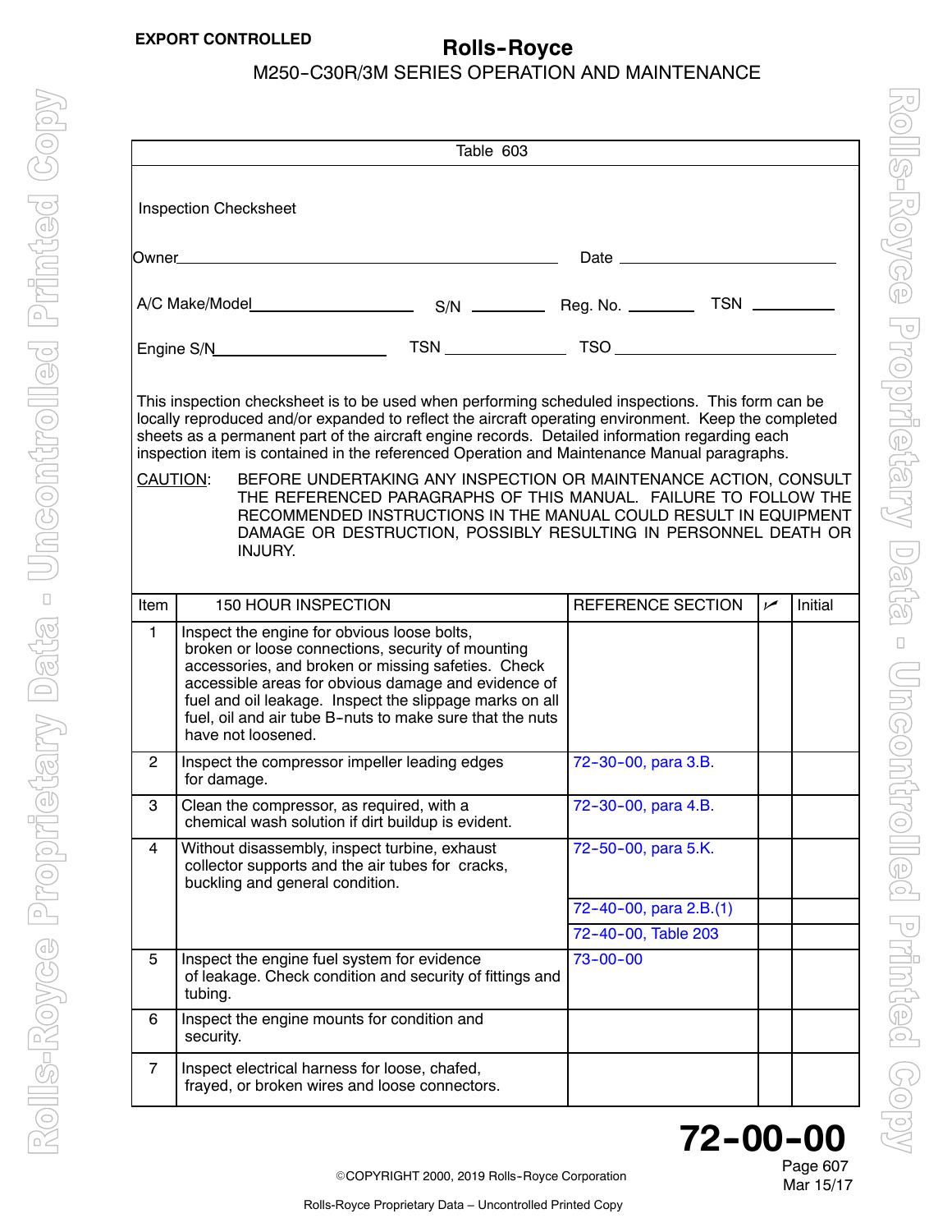Table 603

Inspection Checksheet

Owner\_\_\_\_\_\_\_\_\_\_\_\_\_\_\_\_\_\_\_\_\_\_\_\_\_\_\_\_\_\_\_\_\_\_ Date \_\_\_\_\_\_\_\_\_\_\_\_\_\_\_\_\_\_

A/C Make/Model\_\_\_\_\_\_\_\_\_\_\_\_\_\_ S/N \_\_\_\_\_\_\_ Reg. No. \_\_\_\_\_\_ TSN \_\_\_\_\_\_\_

Engine S/N\_\_\_\_\_\_\_\_\_\_\_\_\_\_\_ TSN \_\_\_\_\_\_\_\_\_\_ TSO \_\_\_\_\_\_\_\_\_\_\_\_\_\_\_\_\_\_

This inspection checksheet is to be used when performing scheduled inspections. This form can be locally reproduced and/or expanded to reflect the aircraft operating environment. Keep the completed sheets as a permanent part of the aircraft engine records. Detailed information regarding each inspection item is contained in the referenced Operation and Maintenance Manual paragraphs.

CAUTION: BEFORE UNDERTAKING ANY INSPECTION OR MAINTENANCE ACTION, CONSULT THE REFERENCED PARAGRAPHS OF THIS MANUAL. FAILURE TO FOLLOW THE RECOMMENDED INSTRUCTIONS IN THE MANUAL COULD RESULT IN EQUIPMENT DAMAGE OR DESTRUCTION, POSSIBLY RESULTING IN PERSONNEL DEATH OR INJURY.

| Item | 150 HOUR INSPECTION | REFERENCE SECTION | ✓ | Initial |
|---|---|---|---|---|
| 1 | Inspect the engine for obvious loose bolts, broken or loose connections, security of mounting accessories, and broken or missing safeties. Check accessible areas for obvious damage and evidence of fuel and oil leakage. Inspect the slippage marks on all fuel, oil and air tube B-nuts to make sure that the nuts have not loosened. | | | |
| 2 | Inspect the compressor impeller leading edges for damage. | 72-30-00, para 3.B. | | |
| 3 | Clean the compressor, as required, with a chemical wash solution if dirt buildup is evident. | 72-30-00, para 4.B. | | |
| 4 | Without disassembly, inspect turbine, exhaust collector supports and the air tubes for cracks, buckling and general condition. | 72-50-00, para 5.K. | | |
| | | 72-40-00, para 2.B.(1) | | |
| | | 72-40-00, Table 203 | | |
| 5 | Inspect the engine fuel system for evidence of leakage. Check condition and security of fittings and tubing. | 73-00-00 | | |
| 6 | Inspect the engine mounts for condition and security. | | | |
| 7 | Inspect electrical harness for loose, chafed, frayed, or broken wires and loose connectors. | | | |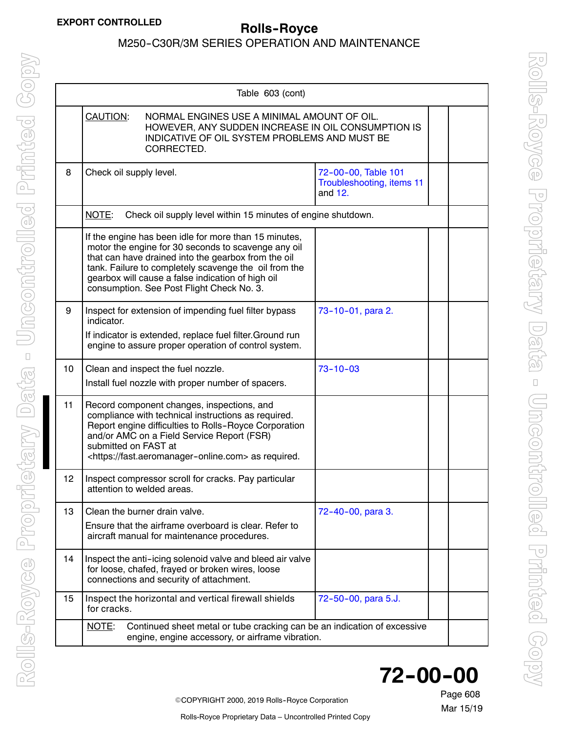| Table 603 (cont) | | | | |
|---|---|---|---|---|
| | CAUTION: NORMAL ENGINES USE A MINIMAL AMOUNT OF OIL. HOWEVER, ANY SUDDEN INCREASE IN OIL CONSUMPTION IS INDICATIVE OF OIL SYSTEM PROBLEMS AND MUST BE CORRECTED. | | | |
| 8 | Check oil supply level. | 72-00-00, Table 101 Troubleshooting, items 11 and 12. | | |
| | NOTE: Check oil supply level within 15 minutes of engine shutdown. | | | |
| | If the engine has been idle for more than 15 minutes, motor the engine for 30 seconds to scavenge any oil that can have drained into the gearbox from the oil tank. Failure to completely scavenge the oil from the gearbox will cause a false indication of high oil consumption. See Post Flight Check No. 3. | | | |
| 9 | Inspect for extension of impending fuel filter bypass indicator.<br>If indicator is extended, replace fuel filter. Ground run engine to assure proper operation of control system. | 73-10-01, para 2. | | |
| 10 | Clean and inspect the fuel nozzle.<br>Install fuel nozzle with proper number of spacers. | 73-10-03 | | |
| 11 | Record component changes, inspections, and compliance with technical instructions as required. Report engine difficulties to Rolls-Royce Corporation and/or AMC on a Field Service Report (FSR) submitted on FAST at <https://fast.aeromanager-online.com> as required. | | | |
| 12 | Inspect compressor scroll for cracks. Pay particular attention to welded areas. | | | |
| 13 | Clean the burner drain valve.<br>Ensure that the airframe overboard is clear. Refer to aircraft manual for maintenance procedures. | 72-40-00, para 3. | | |
| 14 | Inspect the anti-icing solenoid valve and bleed air valve for loose, chafed, frayed or broken wires, loose connections and security of attachment. | | | |
| 15 | Inspect the horizontal and vertical firewall shields for cracks. | 72-50-00, para 5.J. | | |
| | NOTE: Continued sheet metal or tube cracking can be an indication of excessive engine, engine accessory, or airframe vibration. | | | |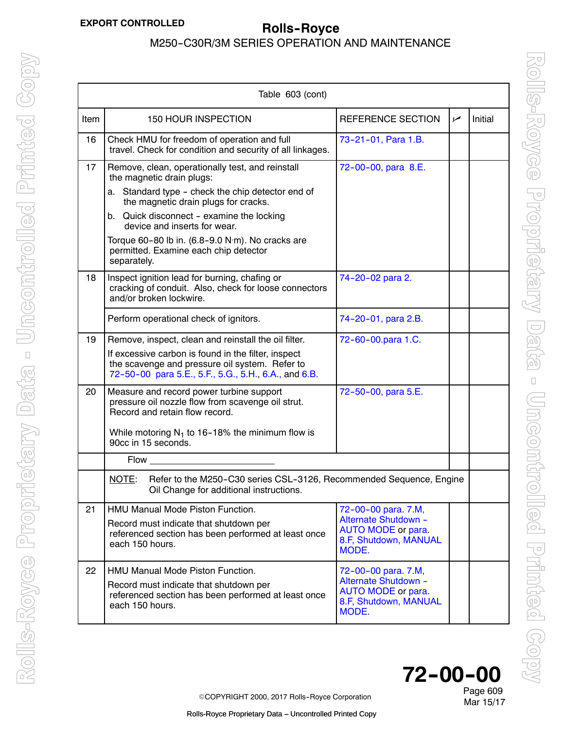| Table 603 (cont) | | | | |
|---|---|---|---|---|
| Item | 150 HOUR INSPECTION | REFERENCE SECTION | ✓ | Initial |
| 16 | Check HMU for freedom of operation and full travel. Check for condition and security of all linkages. | 73-21-01, Para 1.B. | | |
| 17 | Remove, clean, operationally test, and reinstall the magnetic drain plugs:<br>a. Standard type - check the chip detector end of the magnetic drain plugs for cracks.<br>b. Quick disconnect - examine the locking device and inserts for wear.<br>Torque 60-80 lb in. (6.8-9.0 N·m). No cracks are permitted. Examine each chip detector separately. | 72-00-00, para 8.E. | | |
| 18 | Inspect ignition lead for burning, chafing or cracking of conduit. Also, check for loose connectors and/or broken lockwire. | 74-20-02 para 2. | | |
| | Perform operational check of ignitors. | 74-20-01, para 2.B. | | |
| 19 | Remove, inspect, clean and reinstall the oil filter.<br>If excessive carbon is found in the filter, inspect the scavenge and pressure oil system. Refer to 72-50-00 para 5.E., 5.F., 5.G., 5.H., 6.A., and 6.B. | 72-60-00.para 1.C. | | |
| 20 | Measure and record power turbine support pressure oil nozzle flow from scavenge oil strut. Record and retain flow record.<br><br>While motoring $N_1$ to 16-18% the minimum flow is 90cc in 15 seconds. | 72-50-00, para 5.E. | | |
| | Flow ______________________ | | | |
| | NOTE: Refer to the M250-C30 series CSL-3126, Recommended Sequence, Engine Oil Change for additional instructions. | | | |
| 21 | HMU Manual Mode Piston Function.<br>Record must indicate that shutdown per referenced section has been performed at least once each 150 hours. | 72-00-00 para. 7.M, Alternate Shutdown - AUTO MODE or para. 8.F, Shutdown, MANUAL MODE. | | |
| 22 | HMU Manual Mode Piston Function.<br>Record must indicate that shutdown per referenced section has been performed at least once each 150 hours. | 72-00-00 para. 7.M, Alternate Shutdown - AUTO MODE or para. 8.F, Shutdown, MANUAL MODE. | | |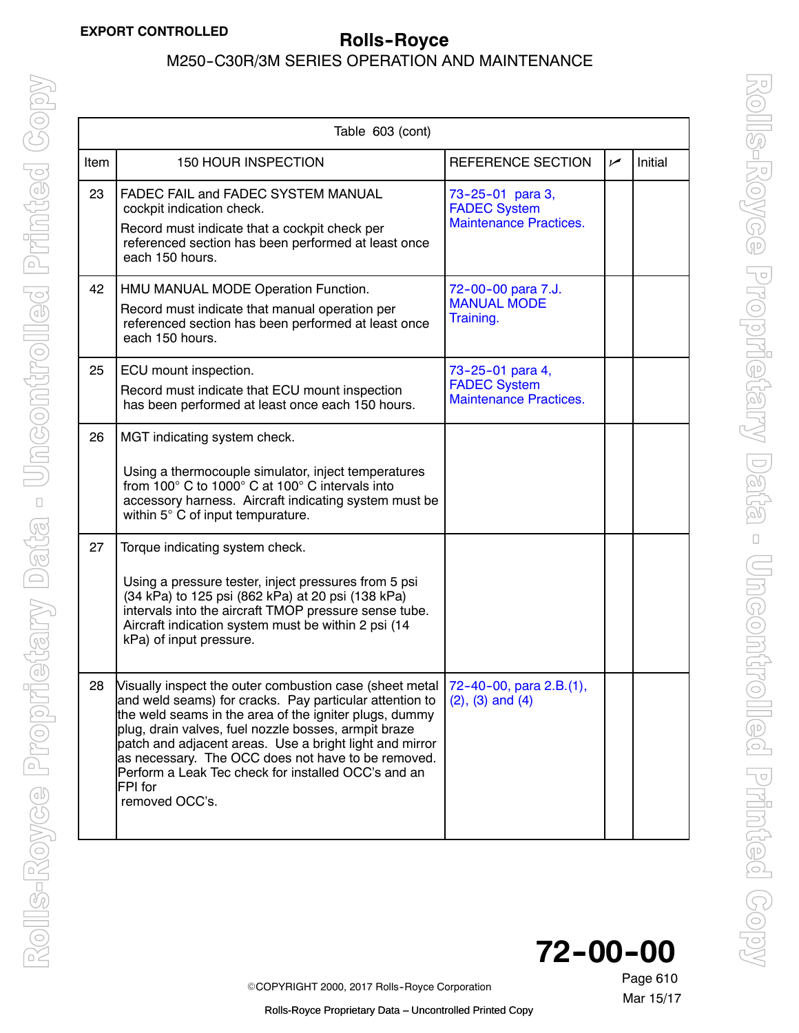Table 603 (cont)

| Item | 150 HOUR INSPECTION | REFERENCE SECTION | ✓ | Initial |
|---|---|---|---|---|
| 23 | FADEC FAIL and FADEC SYSTEM MANUAL cockpit indication check.<br>Record must indicate that a cockpit check per referenced section has been performed at least once each 150 hours. | 73-25-01 para 3, FADEC System Maintenance Practices. | | |
| 42 | HMU MANUAL MODE Operation Function.<br>Record must indicate that manual operation per referenced section has been performed at least once each 150 hours. | 72-00-00 para 7.J. MANUAL MODE Training. | | |
| 25 | ECU mount inspection.<br>Record must indicate that ECU mount inspection has been performed at least once each 150 hours. | 73-25-01 para 4, FADEC System Maintenance Practices. | | |
| 26 | MGT indicating system check.<br><br>Using a thermocouple simulator, inject temperatures from 100° C to 1000° C at 100° C intervals into accessory harness. Aircraft indicating system must be within 5° C of input tempurature. | | | |
| 27 | Torque indicating system check.<br><br>Using a pressure tester, inject pressures from 5 psi (34 kPa) to 125 psi (862 kPa) at 20 psi (138 kPa) intervals into the aircraft TMOP pressure sense tube. Aircraft indication system must be within 2 psi (14 kPa) of input pressure. | | | |
| 28 | Visually inspect the outer combustion case (sheet metal and weld seams) for cracks. Pay particular attention to the weld seams in the area of the igniter plugs, dummy plug, drain valves, fuel nozzle bosses, armpit braze patch and adjacent areas. Use a bright light and mirror as necessary. The OCC does not have to be removed. Perform a Leak Tec check for installed OCC's and an FPI for removed OCC's. | 72-40-00, para 2.B.(1), (2), (3) and (4) | | |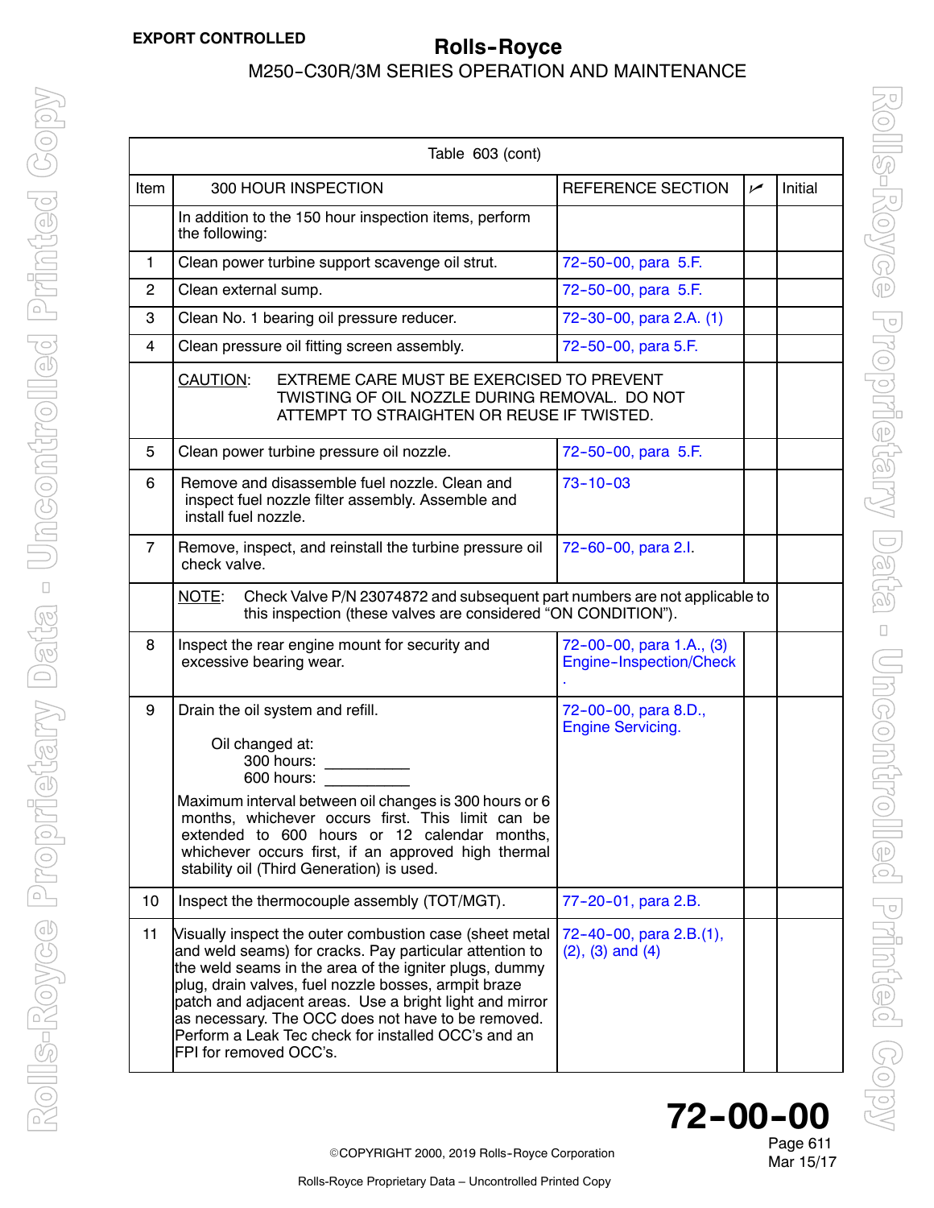| Table 603 (cont) | | | | |
|---|---|---|---|---|
| Item | 300 HOUR INSPECTION | REFERENCE SECTION | ✓ | Initial |
| | In addition to the 150 hour inspection items, perform the following: | | | |
| 1 | Clean power turbine support scavenge oil strut. | 72-50-00, para 5.F. | | |
| 2 | Clean external sump. | 72-50-00, para 5.F. | | |
| 3 | Clean No. 1 bearing oil pressure reducer. | 72-30-00, para 2.A. (1) | | |
| 4 | Clean pressure oil fitting screen assembly. | 72-50-00, para 5.F. | | |
| | CAUTION: EXTREME CARE MUST BE EXERCISED TO PREVENT TWISTING OF OIL NOZZLE DURING REMOVAL. DO NOT ATTEMPT TO STRAIGHTEN OR REUSE IF TWISTED. | | | |
| 5 | Clean power turbine pressure oil nozzle. | 72-50-00, para 5.F. | | |
| 6 | Remove and disassemble fuel nozzle. Clean and inspect fuel nozzle filter assembly. Assemble and install fuel nozzle. | 73-10-03 | | |
| 7 | Remove, inspect, and reinstall the turbine pressure oil check valve. | 72-60-00, para 2.I. | | |
| | NOTE: Check Valve P/N 23074872 and subsequent part numbers are not applicable to this inspection (these valves are considered "ON CONDITION"). | | | |
| 8 | Inspect the rear engine mount for security and excessive bearing wear. | 72-00-00, para 1.A., (3) Engine-Inspection/Check. | | |
| 9 | Drain the oil system and refill.<br><br>Oil changed at:<br>300 hours: __________<br>600 hours: __________<br><br>Maximum interval between oil changes is 300 hours or 6 months, whichever occurs first. This limit can be extended to 600 hours or 12 calendar months, whichever occurs first, if an approved high thermal stability oil (Third Generation) is used. | 72-00-00, para 8.D., Engine Servicing. | | |
| 10 | Inspect the thermocouple assembly (TOT/MGT). | 77-20-01, para 2.B. | | |
| 11 | Visually inspect the outer combustion case (sheet metal and weld seams) for cracks. Pay particular attention to the weld seams in the area of the igniter plugs, dummy plug, drain valves, fuel nozzle bosses, armpit braze patch and adjacent areas. Use a bright light and mirror as necessary. The OCC does not have to be removed. Perform a Leak Tec check for installed OCC's and an FPI for removed OCC's. | 72-40-00, para 2.B.(1), (2), (3) and (4) | | |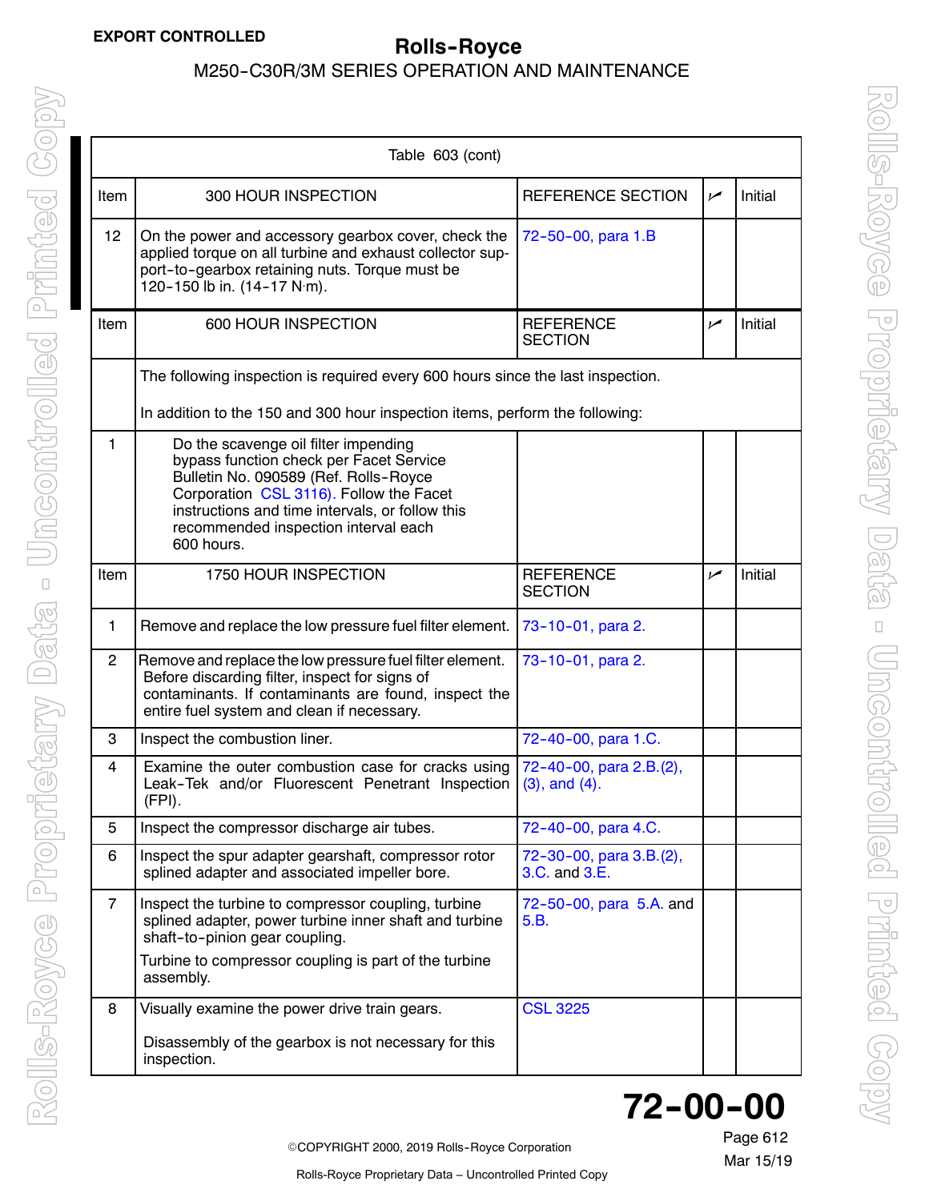Table 603 (cont)

| Item | 300 HOUR INSPECTION | REFERENCE SECTION | ✓ | Initial |
|---|---|---|---|---|
| 12 | On the power and accessory gearbox cover, check the applied torque on all turbine and exhaust collector support-to-gearbox retaining nuts. Torque must be 120-150 lb in. (14-17 N·m). | 72-50-00, para 1.B | | |
| **Item** | **600 HOUR INSPECTION** | **REFERENCE SECTION** | **✓** | **Initial** |
| | The following inspection is required every 600 hours since the last inspection. In addition to the 150 and 300 hour inspection items, perform the following: | | | |
| 1 | Do the scavenge oil filter impending bypass function check per Facet Service Bulletin No. 090589 (Ref. Rolls-Royce Corporation CSL 3116). Follow the Facet instructions and time intervals, or follow this recommended inspection interval each 600 hours. | | | |
| **Item** | **1750 HOUR INSPECTION** | **REFERENCE SECTION** | **✓** | **Initial** |
| 1 | Remove and replace the low pressure fuel filter element. | 73-10-01, para 2. | | |
| 2 | Remove and replace the low pressure fuel filter element. Before discarding filter, inspect for signs of contaminants. If contaminants are found, inspect the entire fuel system and clean if necessary. | 73-10-01, para 2. | | |
| 3 | Inspect the combustion liner. | 72-40-00, para 1.C. | | |
| 4 | Examine the outer combustion case for cracks using Leak-Tek and/or Fluorescent Penetrant Inspection (FPI). | 72-40-00, para 2.B.(2), (3), and (4). | | |
| 5 | Inspect the compressor discharge air tubes. | 72-40-00, para 4.C. | | |
| 6 | Inspect the spur adapter gearshaft, compressor rotor splined adapter and associated impeller bore. | 72-30-00, para 3.B.(2), 3.C. and 3.E. | | |
| 7 | Inspect the turbine to compressor coupling, turbine splined adapter, power turbine inner shaft and turbine shaft-to-pinion gear coupling. Turbine to compressor coupling is part of the turbine assembly. | 72-50-00, para 5.A. and 5.B. | | |
| 8 | Visually examine the power drive train gears. Disassembly of the gearbox is not necessary for this inspection. | CSL 3225 | | |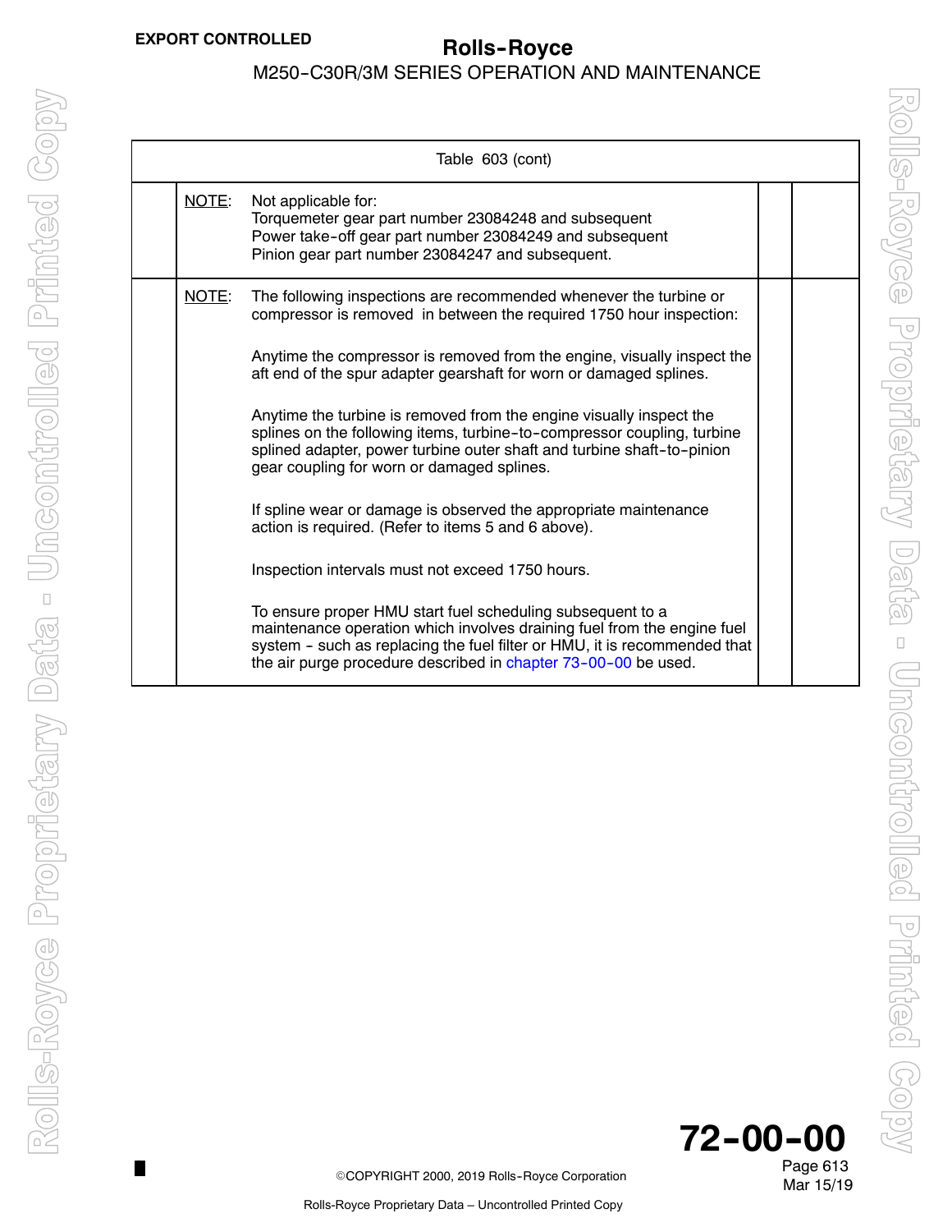| Table 603 (cont) | | | |
|---|---|---|---|
| | NOTE: Not applicable for:<br>Torquemeter gear part number 23084248 and subsequent<br>Power take-off gear part number 23084249 and subsequent<br>Pinion gear part number 23084247 and subsequent. | | |
| | NOTE: The following inspections are recommended whenever the turbine or compressor is removed in between the required 1750 hour inspection:<br><br>Anytime the compressor is removed from the engine, visually inspect the aft end of the spur adapter gearshaft for worn or damaged splines.<br><br>Anytime the turbine is removed from the engine visually inspect the splines on the following items, turbine-to-compressor coupling, turbine splined adapter, power turbine outer shaft and turbine shaft-to-pinion gear coupling for worn or damaged splines.<br><br>If spline wear or damage is observed the appropriate maintenance action is required. (Refer to items 5 and 6 above).<br><br>Inspection intervals must not exceed 1750 hours.<br><br>To ensure proper HMU start fuel scheduling subsequent to a maintenance operation which involves draining fuel from the engine fuel system - such as replacing the fuel filter or HMU, it is recommended that the air purge procedure described in chapter 73-00-00 be used. | | |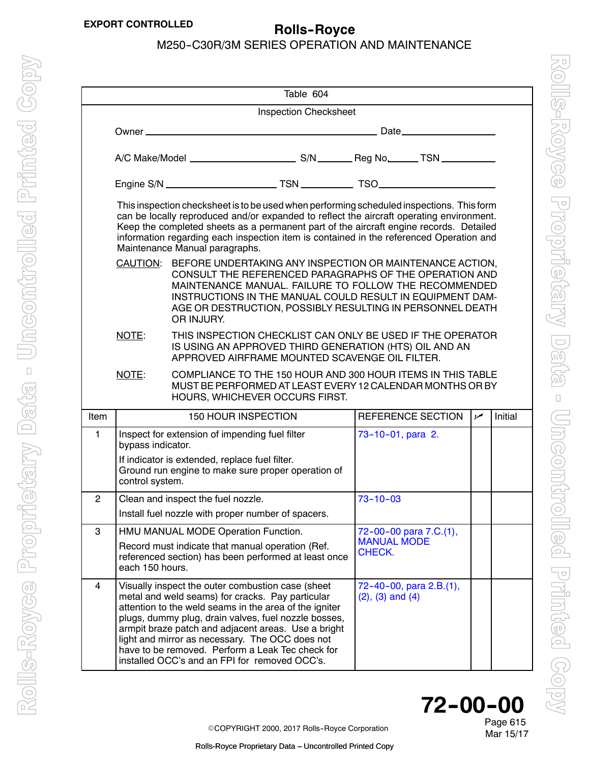**EXPORT CONTROLLED**

Table 604

Inspection Checksheet

Owner ____________________ Date __________

A/C Make/Model __________ S/N ______ Reg No ______ TSN ______

Engine S/N __________ TSN ______ TSO __________

This inspection checksheet is to be used when performing scheduled inspections. This form can be locally reproduced and/or expanded to reflect the aircraft operating environment. Keep the completed sheets as a permanent part of the aircraft engine records. Detailed information regarding each inspection item is contained in the referenced Operation and Maintenance Manual paragraphs.

CAUTION: BEFORE UNDERTAKING ANY INSPECTION OR MAINTENANCE ACTION, CONSULT THE REFERENCED PARAGRAPHS OF THE OPERATION AND MAINTENANCE MANUAL. FAILURE TO FOLLOW THE RECOMMENDED INSTRUCTIONS IN THE MANUAL COULD RESULT IN EQUIPMENT DAMAGE OR DESTRUCTION, POSSIBLY RESULTING IN PERSONNEL DEATH OR INJURY.

NOTE: THIS INSPECTION CHECKLIST CAN ONLY BE USED IF THE OPERATOR IS USING AN APPROVED THIRD GENERATION (HTS) OIL AND AN APPROVED AIRFRAME MOUNTED SCAVENGE OIL FILTER.

NOTE: COMPLIANCE TO THE 150 HOUR AND 300 HOUR ITEMS IN THIS TABLE MUST BE PERFORMED AT LEAST EVERY 12 CALENDAR MONTHS OR BY HOURS, WHICHEVER OCCURS FIRST.

| Item | 150 HOUR INSPECTION | REFERENCE SECTION | ✓ | Initial |
|---|---|---|---|---|
| 1 | Inspect for extension of impending fuel filter bypass indicator.<br>If indicator is extended, replace fuel filter. Ground run engine to make sure proper operation of control system. | 73-10-01, para 2. | | |
| 2 | Clean and inspect the fuel nozzle.<br>Install fuel nozzle with proper number of spacers. | 73-10-03 | | |
| 3 | HMU MANUAL MODE Operation Function.<br>Record must indicate that manual operation (Ref. referenced section) has been performed at least once each 150 hours. | 72-00-00 para 7.C.(1), MANUAL MODE CHECK. | | |
| 4 | Visually inspect the outer combustion case (sheet metal and weld seams) for cracks. Pay particular attention to the weld seams in the area of the igniter plugs, dummy plug, drain valves, fuel nozzle bosses, armpit braze patch and adjacent areas. Use a bright light and mirror as necessary. The OCC does not have to be removed. Perform a Leak Tec check for installed OCC's and an FPI for removed OCC's. | 72-40-00, para 2.B.(1), (2), (3) and (4) | | |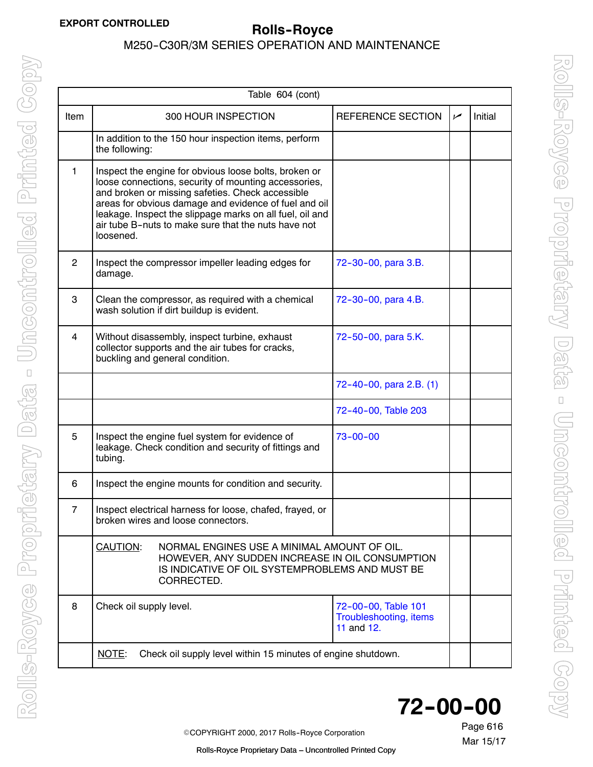| Table 604 (cont) | | | | |
|---|---|---|---|---|
| Item | 300 HOUR INSPECTION | REFERENCE SECTION | ✓ | Initial |
| | In addition to the 150 hour inspection items, perform the following: | | | |
| 1 | Inspect the engine for obvious loose bolts, broken or loose connections, security of mounting accessories, and broken or missing safeties. Check accessible areas for obvious damage and evidence of fuel and oil leakage. Inspect the slippage marks on all fuel, oil and air tube B-nuts to make sure that the nuts have not loosened. | | | |
| 2 | Inspect the compressor impeller leading edges for damage. | 72-30-00, para 3.B. | | |
| 3 | Clean the compressor, as required with a chemical wash solution if dirt buildup is evident. | 72-30-00, para 4.B. | | |
| 4 | Without disassembly, inspect turbine, exhaust collector supports and the air tubes for cracks, buckling and general condition. | 72-50-00, para 5.K. | | |
| | | 72-40-00, para 2.B. (1) | | |
| | | 72-40-00, Table 203 | | |
| 5 | Inspect the engine fuel system for evidence of leakage. Check condition and security of fittings and tubing. | 73-00-00 | | |
| 6 | Inspect the engine mounts for condition and security. | | | |
| 7 | Inspect electrical harness for loose, chafed, frayed, or broken wires and loose connectors. | | | |
| | CAUTION: NORMAL ENGINES USE A MINIMAL AMOUNT OF OIL. HOWEVER, ANY SUDDEN INCREASE IN OIL CONSUMPTION IS INDICATIVE OF OIL SYSTEMPROBLEMS AND MUST BE CORRECTED. | | | |
| 8 | Check oil supply level. | 72-00-00, Table 101 Troubleshooting, items 11 and 12. | | |
| | NOTE: Check oil supply level within 15 minutes of engine shutdown. | | | |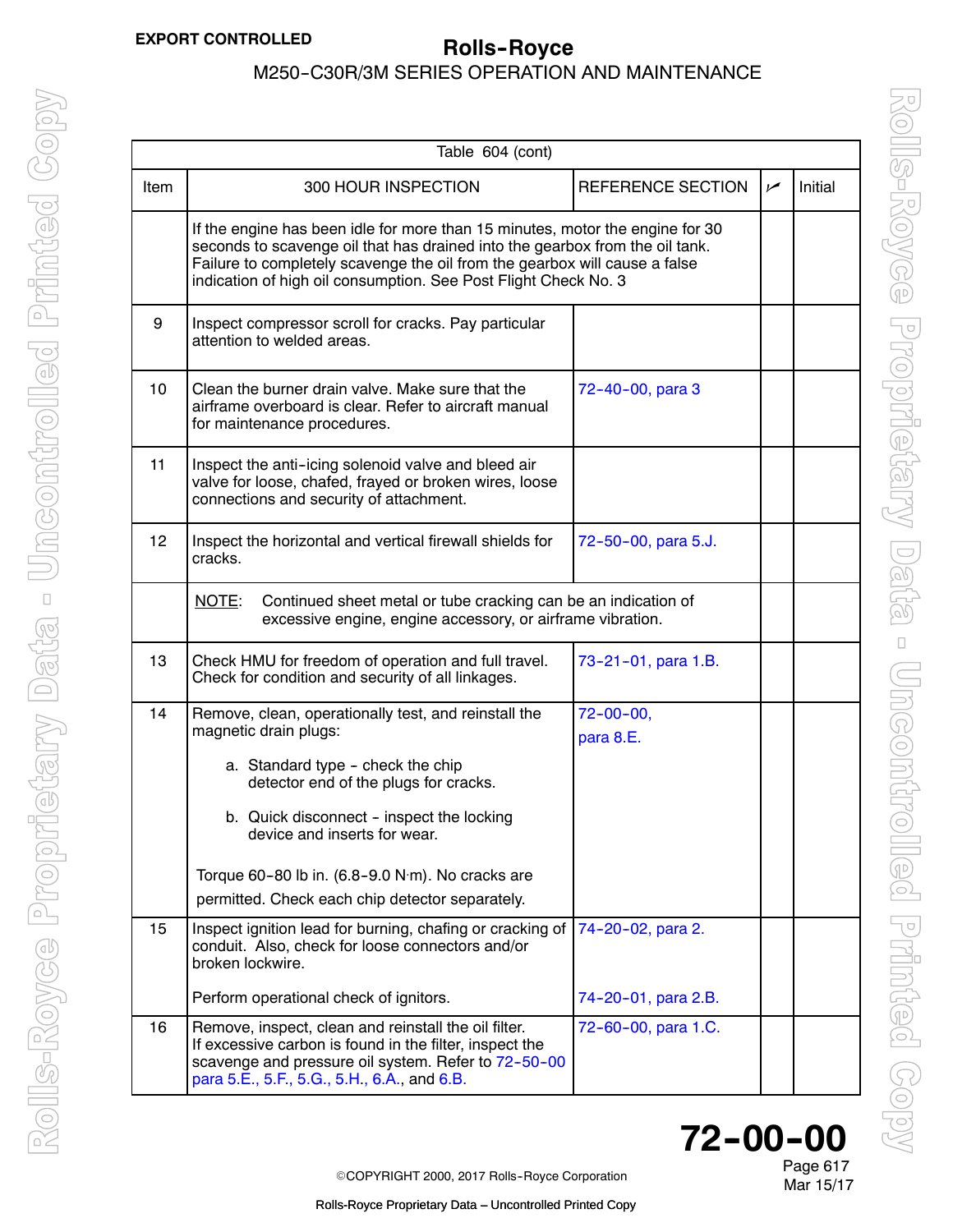| Table 604 (cont) | | | | |
|---|---|---|---|---|
| Item | 300 HOUR INSPECTION | REFERENCE SECTION | ✓ | Initial |
| | If the engine has been idle for more than 15 minutes, motor the engine for 30 seconds to scavenge oil that has drained into the gearbox from the oil tank. Failure to completely scavenge the oil from the gearbox will cause a false indication of high oil consumption. See Post Flight Check No. 3 | | | |
| 9 | Inspect compressor scroll for cracks. Pay particular attention to welded areas. | | | |
| 10 | Clean the burner drain valve. Make sure that the airframe overboard is clear. Refer to aircraft manual for maintenance procedures. | 72-40-00, para 3 | | |
| 11 | Inspect the anti-icing solenoid valve and bleed air valve for loose, chafed, frayed or broken wires, loose connections and security of attachment. | | | |
| 12 | Inspect the horizontal and vertical firewall shields for cracks. | 72-50-00, para 5.J. | | |
| | NOTE: Continued sheet metal or tube cracking can be an indication of excessive engine, engine accessory, or airframe vibration. | | | |
| 13 | Check HMU for freedom of operation and full travel. Check for condition and security of all linkages. | 73-21-01, para 1.B. | | |
| 14 | Remove, clean, operationally test, and reinstall the magnetic drain plugs:<br><br>a. Standard type - check the chip detector end of the plugs for cracks.<br><br>b. Quick disconnect - inspect the locking device and inserts for wear.<br><br>Torque 60-80 lb in. (6.8-9.0 N·m). No cracks are permitted. Check each chip detector separately. | 72-00-00, para 8.E. | | |
| 15 | Inspect ignition lead for burning, chafing or cracking of conduit. Also, check for loose connectors and/or broken lockwire.<br><br>Perform operational check of ignitors. | 74-20-02, para 2.<br><br>74-20-01, para 2.B. | | |
| 16 | Remove, inspect, clean and reinstall the oil filter. If excessive carbon is found in the filter, inspect the scavenge and pressure oil system. Refer to 72-50-00 para 5.E., 5.F., 5.G., 5.H., 6.A., and 6.B. | 72-60-00, para 1.C. | | |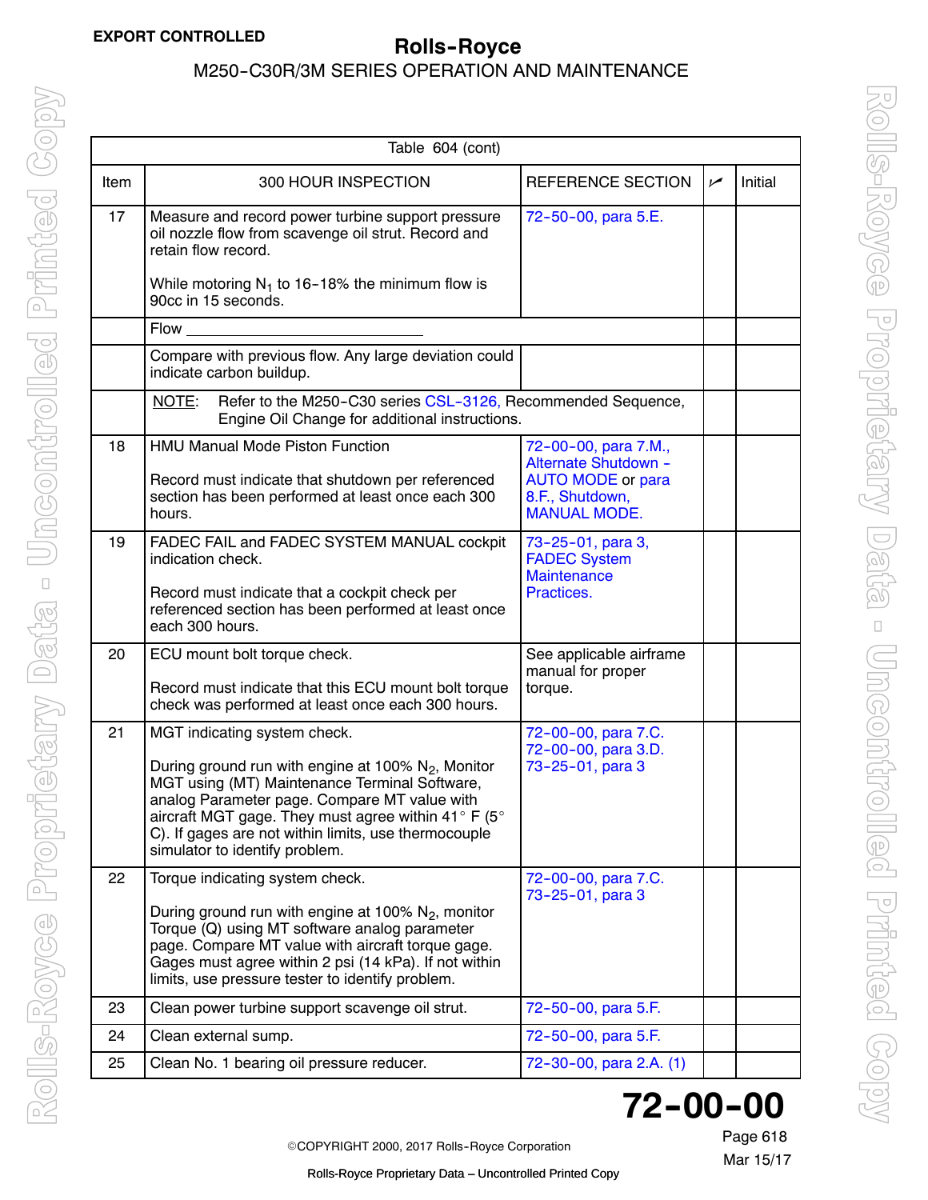| Table 604 (cont) | | | | |
|---|---|---|---|---|
| Item | 300 HOUR INSPECTION | REFERENCE SECTION | ✓ | Initial |
| 17 | Measure and record power turbine support pressure oil nozzle flow from scavenge oil strut. Record and retain flow record.<br><br>While motoring $N_1$ to 16-18% the minimum flow is 90cc in 15 seconds. | 72-50-00, para 5.E. | | |
| | Flow ____________________________ | | | |
| | Compare with previous flow. Any large deviation could indicate carbon buildup. | | | |
| | NOTE: Refer to the M250-C30 series CSL-3126, Recommended Sequence, Engine Oil Change for additional instructions. | | | |
| 18 | HMU Manual Mode Piston Function<br><br>Record must indicate that shutdown per referenced section has been performed at least once each 300 hours. | 72-00-00, para 7.M., Alternate Shutdown - AUTO MODE or para 8.F., Shutdown, MANUAL MODE. | | |
| 19 | FADEC FAIL and FADEC SYSTEM MANUAL cockpit indication check.<br><br>Record must indicate that a cockpit check per referenced section has been performed at least once each 300 hours. | 73-25-01, para 3, FADEC System Maintenance Practices. | | |
| 20 | ECU mount bolt torque check.<br><br>Record must indicate that this ECU mount bolt torque check was performed at least once each 300 hours. | See applicable airframe manual for proper torque. | | |
| 21 | MGT indicating system check.<br><br>During ground run with engine at 100% $N_2$, Monitor MGT using (MT) Maintenance Terminal Software, analog Parameter page. Compare MT value with aircraft MGT gage. They must agree within 41° F (5° C). If gages are not within limits, use thermocouple simulator to identify problem. | 72-00-00, para 7.C.<br>72-00-00, para 3.D.<br>73-25-01, para 3 | | |
| 22 | Torque indicating system check.<br><br>During ground run with engine at 100% $N_2$, monitor Torque (Q) using MT software analog parameter page. Compare MT value with aircraft torque gage. Gages must agree within 2 psi (14 kPa). If not within limits, use pressure tester to identify problem. | 72-00-00, para 7.C.<br>73-25-01, para 3 | | |
| 23 | Clean power turbine support scavenge oil strut. | 72-50-00, para 5.F. | | |
| 24 | Clean external sump. | 72-50-00, para 5.F. | | |
| 25 | Clean No. 1 bearing oil pressure reducer. | 72-30-00, para 2.A. (1) | | |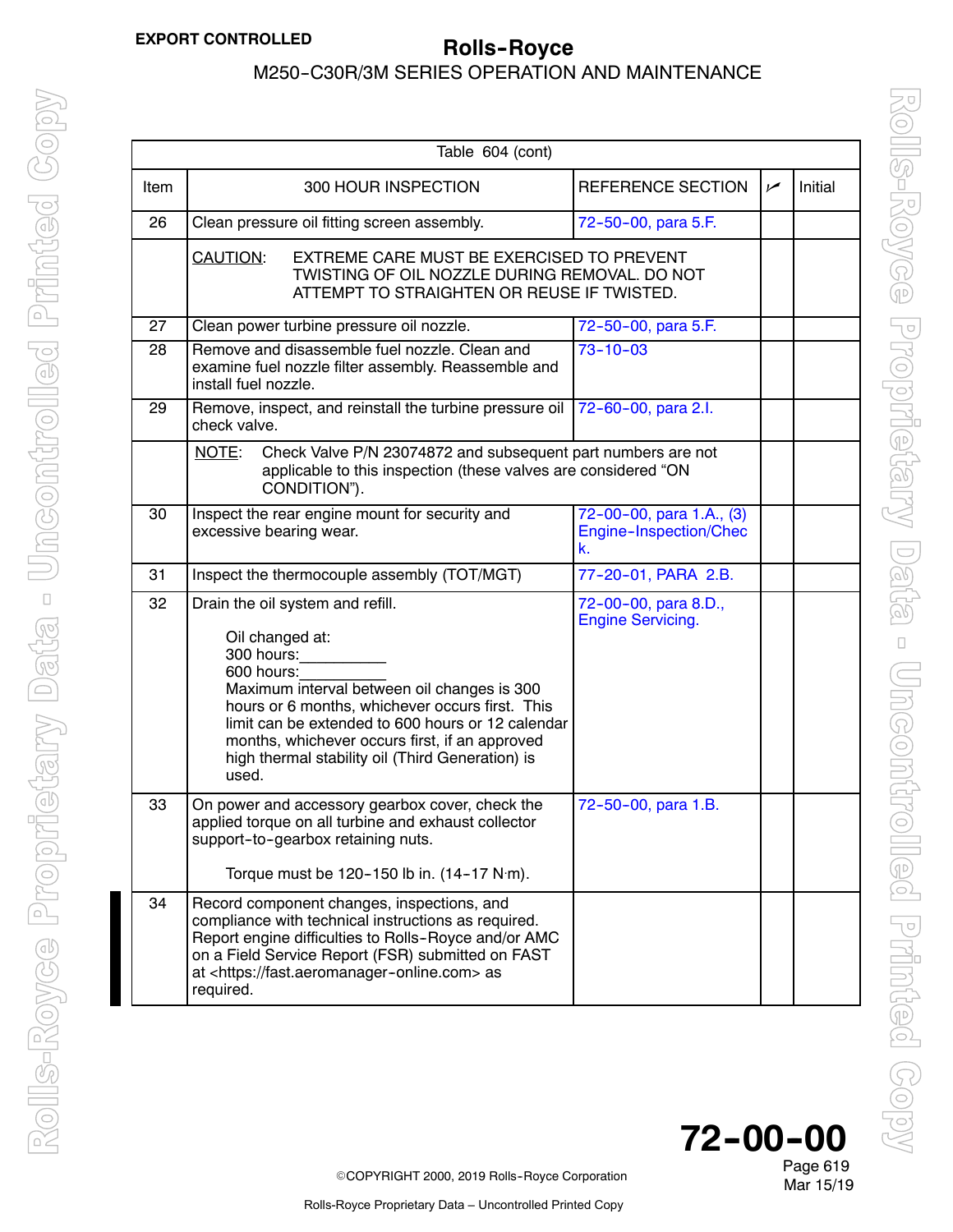| Table 604 (cont) | | | | |
|---|---|---|---|---|
| Item | 300 HOUR INSPECTION | REFERENCE SECTION | ✓ | Initial |
| 26 | Clean pressure oil fitting screen assembly. | 72-50-00, para 5.F. | | |
| | CAUTION: EXTREME CARE MUST BE EXERCISED TO PREVENT TWISTING OF OIL NOZZLE DURING REMOVAL. DO NOT ATTEMPT TO STRAIGHTEN OR REUSE IF TWISTED. | | | |
| 27 | Clean power turbine pressure oil nozzle. | 72-50-00, para 5.F. | | |
| 28 | Remove and disassemble fuel nozzle. Clean and examine fuel nozzle filter assembly. Reassemble and install fuel nozzle. | 73-10-03 | | |
| 29 | Remove, inspect, and reinstall the turbine pressure oil check valve. | 72-60-00, para 2.I. | | |
| | NOTE: Check Valve P/N 23074872 and subsequent part numbers are not applicable to this inspection (these valves are considered "ON CONDITION"). | | | |
| 30 | Inspect the rear engine mount for security and excessive bearing wear. | 72-00-00, para 1.A., (3) Engine-Inspection/Check. | | |
| 31 | Inspect the thermocouple assembly (TOT/MGT) | 77-20-01, PARA 2.B. | | |
| 32 | Drain the oil system and refill.<br><br>Oil changed at:<br>300 hours:__________<br>600 hours:__________<br>Maximum interval between oil changes is 300 hours or 6 months, whichever occurs first. This limit can be extended to 600 hours or 12 calendar months, whichever occurs first, if an approved high thermal stability oil (Third Generation) is used. | 72-00-00, para 8.D., Engine Servicing. | | |
| 33 | On power and accessory gearbox cover, check the applied torque on all turbine and exhaust collector support-to-gearbox retaining nuts.<br><br>Torque must be 120-150 lb in. (14-17 N·m). | 72-50-00, para 1.B. | | |
| 34 | Record component changes, inspections, and compliance with technical instructions as required. Report engine difficulties to Rolls-Royce and/or AMC on a Field Service Report (FSR) submitted on FAST at <https://fast.aeromanager-online.com> as required. | | | |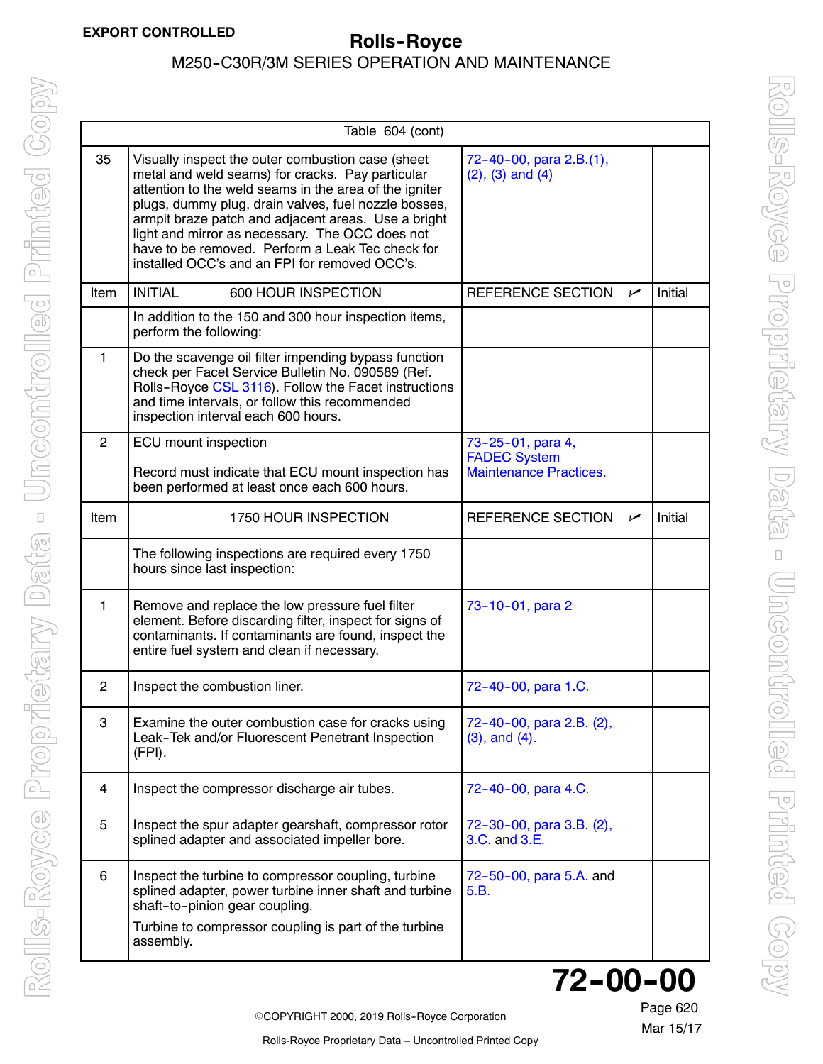| Table 604 (cont) | | | | |
|---|---|---|---|---|
| 35 | Visually inspect the outer combustion case (sheet metal and weld seams) for cracks. Pay particular attention to the weld seams in the area of the igniter plugs, dummy plug, drain valves, fuel nozzle bosses, armpit braze patch and adjacent areas. Use a bright light and mirror as necessary. The OCC does not have to be removed. Perform a Leak Tec check for installed OCC's and an FPI for removed OCC's. | 72-40-00, para 2.B.(1), (2), (3) and (4) | | |
| Item | INITIAL 600 HOUR INSPECTION | REFERENCE SECTION | ✓ | Initial |
| | In addition to the 150 and 300 hour inspection items, perform the following: | | | |
| 1 | Do the scavenge oil filter impending bypass function check per Facet Service Bulletin No. 090589 (Ref. Rolls-Royce CSL 3116). Follow the Facet instructions and time intervals, or follow this recommended inspection interval each 600 hours. | | | |
| 2 | ECU mount inspection<br><br>Record must indicate that ECU mount inspection has been performed at least once each 600 hours. | 73-25-01, para 4, FADEC System Maintenance Practices. | | |
| Item | 1750 HOUR INSPECTION | REFERENCE SECTION | ✓ | Initial |
| | The following inspections are required every 1750 hours since last inspection: | | | |
| 1 | Remove and replace the low pressure fuel filter element. Before discarding filter, inspect for signs of contaminants. If contaminants are found, inspect the entire fuel system and clean if necessary. | 73-10-01, para 2 | | |
| 2 | Inspect the combustion liner. | 72-40-00, para 1.C. | | |
| 3 | Examine the outer combustion case for cracks using Leak-Tek and/or Fluorescent Penetrant Inspection (FPI). | 72-40-00, para 2.B. (2), (3), and (4). | | |
| 4 | Inspect the compressor discharge air tubes. | 72-40-00, para 4.C. | | |
| 5 | Inspect the spur adapter gearshaft, compressor rotor splined adapter and associated impeller bore. | 72-30-00, para 3.B. (2), 3.C. and 3.E. | | |
| 6 | Inspect the turbine to compressor coupling, turbine splined adapter, power turbine inner shaft and turbine shaft-to-pinion gear coupling.<br><br>Turbine to compressor coupling is part of the turbine assembly. | 72-50-00, para 5.A. and 5.B. | | |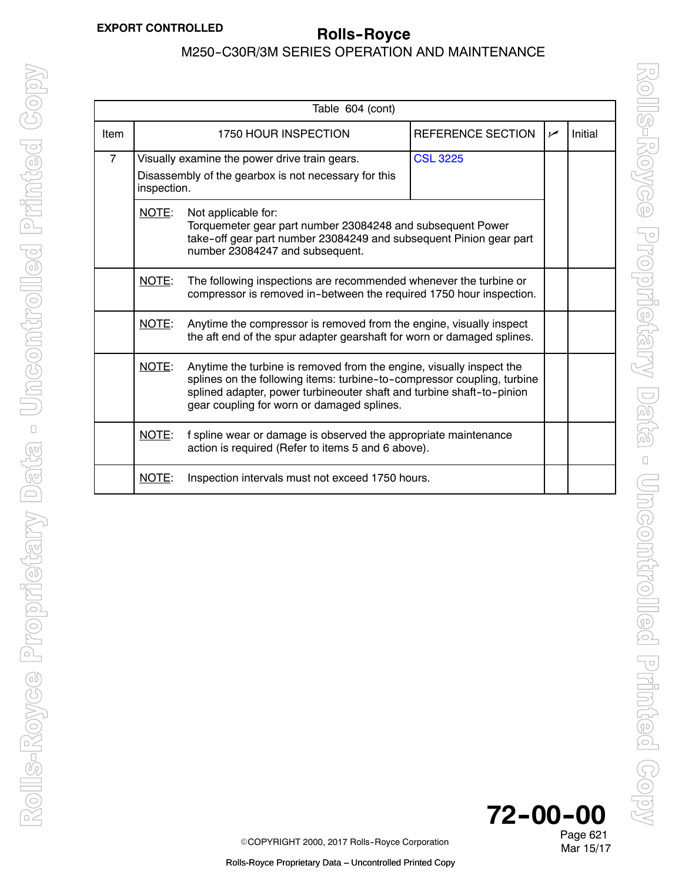| Table 604 (cont) | | | | |
|---|---|---|---|---|
| Item | 1750 HOUR INSPECTION | REFERENCE SECTION | ✓ | Initial |
| 7 | Visually examine the power drive train gears. Disassembly of the gearbox is not necessary for this inspection. | CSL 3225 | | |
| | NOTE: Not applicable for: Torquemeter gear part number 23084248 and subsequent Power take-off gear part number 23084249 and subsequent Pinion gear part number 23084247 and subsequent. | | | |
| | NOTE: The following inspections are recommended whenever the turbine or compressor is removed in-between the required 1750 hour inspection. | | | |
| | NOTE: Anytime the compressor is removed from the engine, visually inspect the aft end of the spur adapter gearshaft for worn or damaged splines. | | | |
| | NOTE: Anytime the turbine is removed from the engine, visually inspect the splines on the following items: turbine-to-compressor coupling, turbine splined adapter, power turbineouter shaft and turbine shaft-to-pinion gear coupling for worn or damaged splines. | | | |
| | NOTE: f spline wear or damage is observed the appropriate maintenance action is required (Refer to items 5 and 6 above). | | | |
| | NOTE: Inspection intervals must not exceed 1750 hours. | | | |